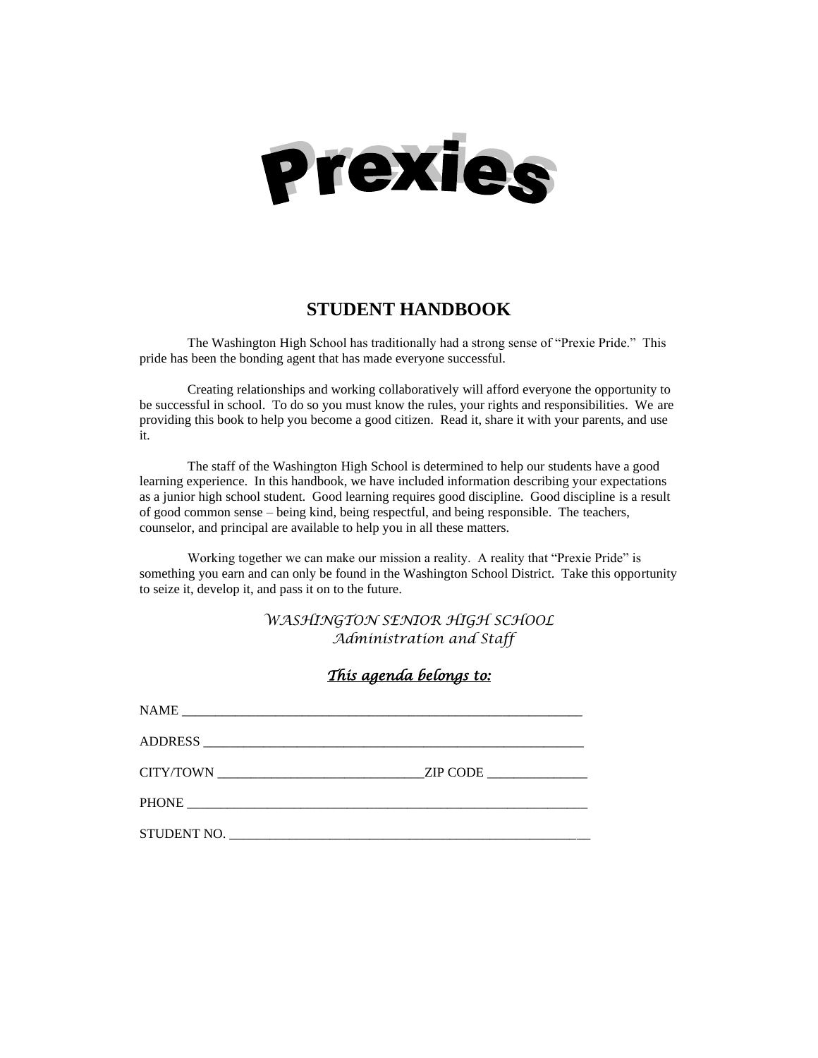# Prexies

## STUDENT HANDBOOK

The Washington High School has traditionally had a strong sense of "Prexie Pride." This pride has been the bonding agent that has made everyone successful.

Creating relationships and working collaboratively will afford everyone the opportunity to be successful in school. To do so you must know the rules, your rights and responsibilities. We are providing this book to help you become a good citizen. Read it, share it with your parents, and use it.

The staff of the Washington High School is determined to help our students have a good learning experience. In this handbook, we have included information describing your expectations as a junior high school student. Good learning requires good discipline. Good discipline is a result of good common sense – being kind, being respectful, and being responsible. The teachers, counselor, and principal are available to help you in all these matters.

Working together we can make our mission a reality. A reality that "Prexie Pride" is something you earn and can only be found in the Washington School District. Take this opportunity to seize it, develop it, and pass it on to the future.

*WASHINGTON SENIOR HIGH SCHOOL*
*Administration and Staff*

***This agenda belongs to:***

NAME ____________________________________________________________

ADDRESS _________________________________________________________

CITY/TOWN ______________________________ZIP CODE _______________

PHONE ___________________________________________________________

STUDENT NO. _____________________________________________________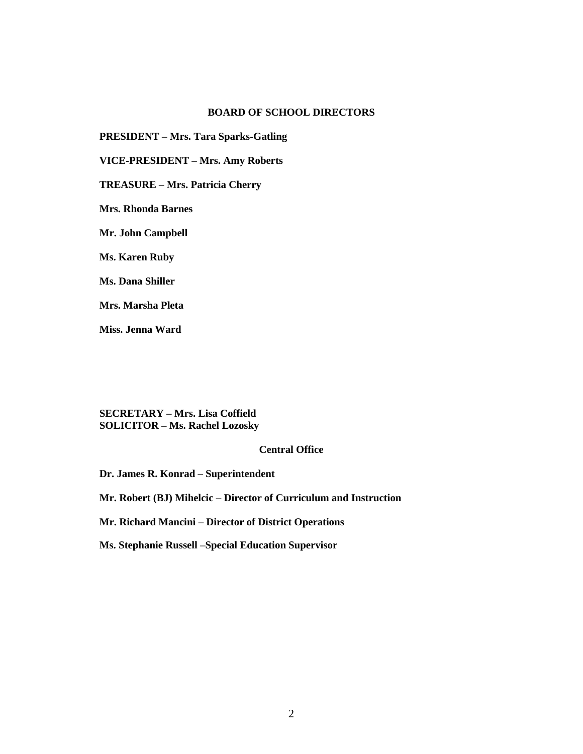## BOARD OF SCHOOL DIRECTORS

**PRESIDENT – Mrs. Tara Sparks-Gatling**

**VICE-PRESIDENT – Mrs. Amy Roberts**

**TREASURE – Mrs. Patricia Cherry**

**Mrs. Rhonda Barnes**

**Mr. John Campbell**

**Ms. Karen Ruby**

**Ms. Dana Shiller**

**Mrs. Marsha Pleta**

**Miss. Jenna Ward**

**SECRETARY – Mrs. Lisa Coffield**
**SOLICITOR – Ms. Rachel Lozosky**

## Central Office

**Dr. James R. Konrad – Superintendent**

**Mr. Robert (BJ) Mihelcic – Director of Curriculum and Instruction**

**Mr. Richard Mancini – Director of District Operations**

**Ms. Stephanie Russell –Special Education Supervisor**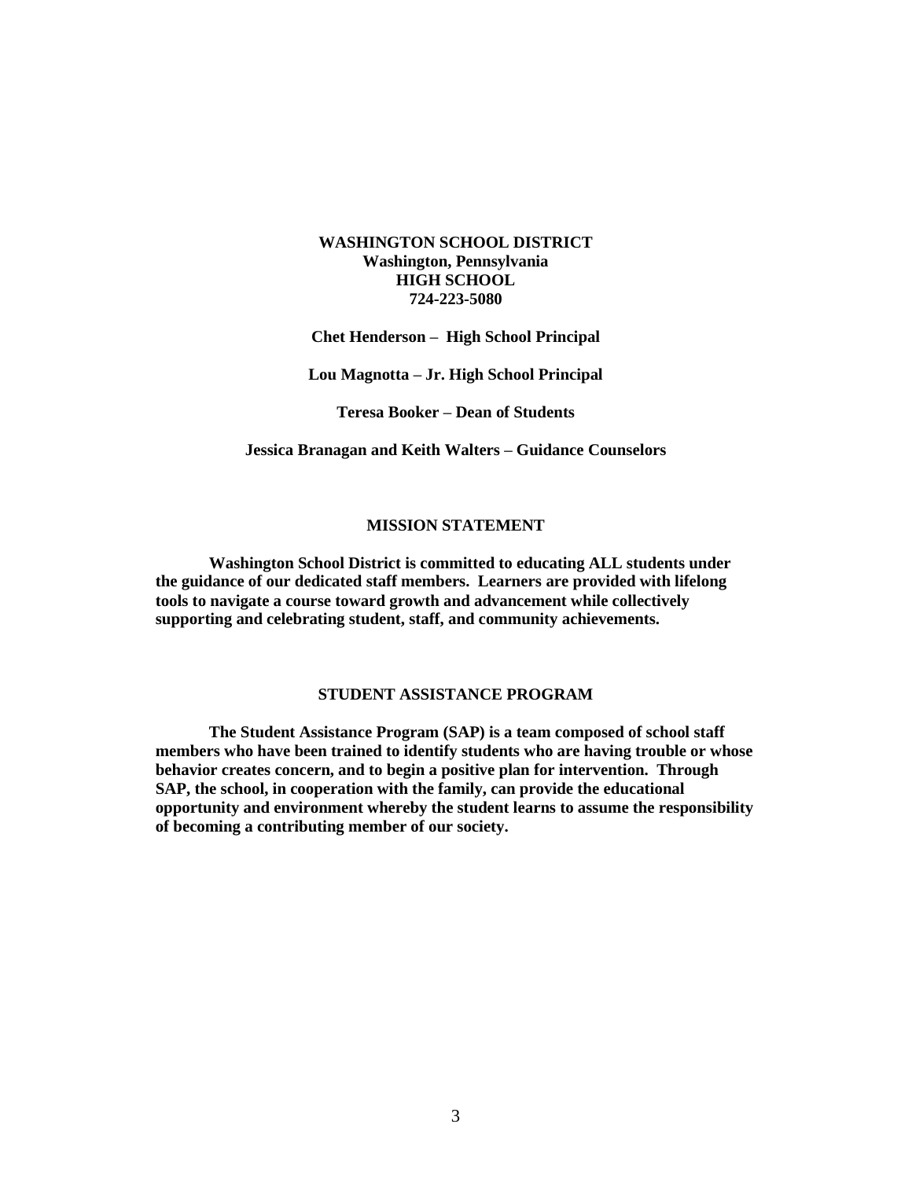**WASHINGTON SCHOOL DISTRICT**
**Washington, Pennsylvania**
**HIGH SCHOOL**
**724-223-5080**

**Chet Henderson – High School Principal**

**Lou Magnotta – Jr. High School Principal**

**Teresa Booker – Dean of Students**

**Jessica Branagan and Keith Walters – Guidance Counselors**

## MISSION STATEMENT

**Washington School District is committed to educating ALL students under the guidance of our dedicated staff members. Learners are provided with lifelong tools to navigate a course toward growth and advancement while collectively supporting and celebrating student, staff, and community achievements.**

## STUDENT ASSISTANCE PROGRAM

**The Student Assistance Program (SAP) is a team composed of school staff members who have been trained to identify students who are having trouble or whose behavior creates concern, and to begin a positive plan for intervention. Through SAP, the school, in cooperation with the family, can provide the educational opportunity and environment whereby the student learns to assume the responsibility of becoming a contributing member of our society.**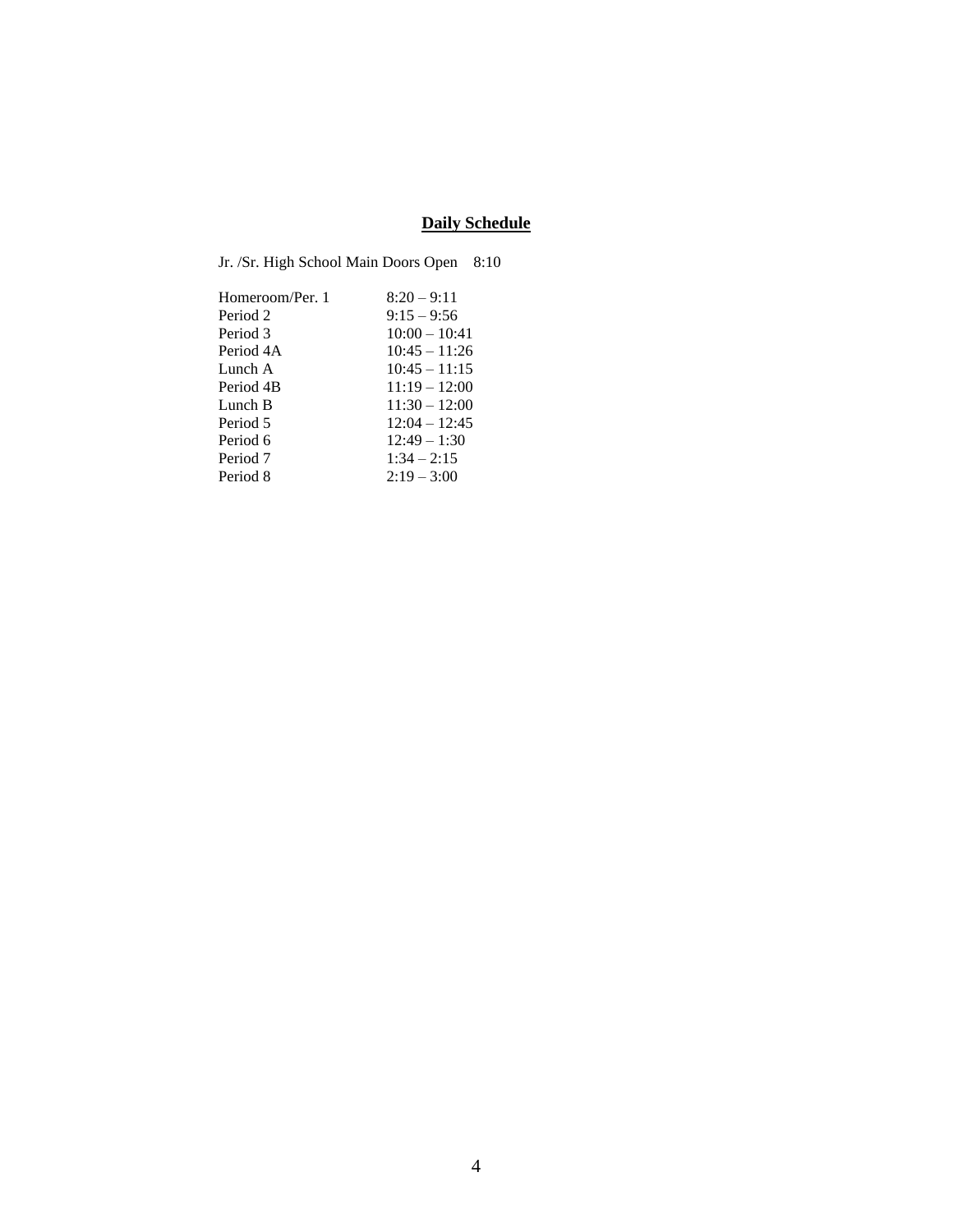## Daily Schedule

Jr. /Sr. High School Main Doors Open 8:10

| | |
|---|---|
| Homeroom/Per. 1 | 8:20 – 9:11 |
| Period 2 | 9:15 – 9:56 |
| Period 3 | 10:00 – 10:41 |
| Period 4A | 10:45 – 11:26 |
| Lunch A | 10:45 – 11:15 |
| Period 4B | 11:19 – 12:00 |
| Lunch B | 11:30 – 12:00 |
| Period 5 | 12:04 – 12:45 |
| Period 6 | 12:49 – 1:30 |
| Period 7 | 1:34 – 2:15 |
| Period 8 | 2:19 – 3:00 |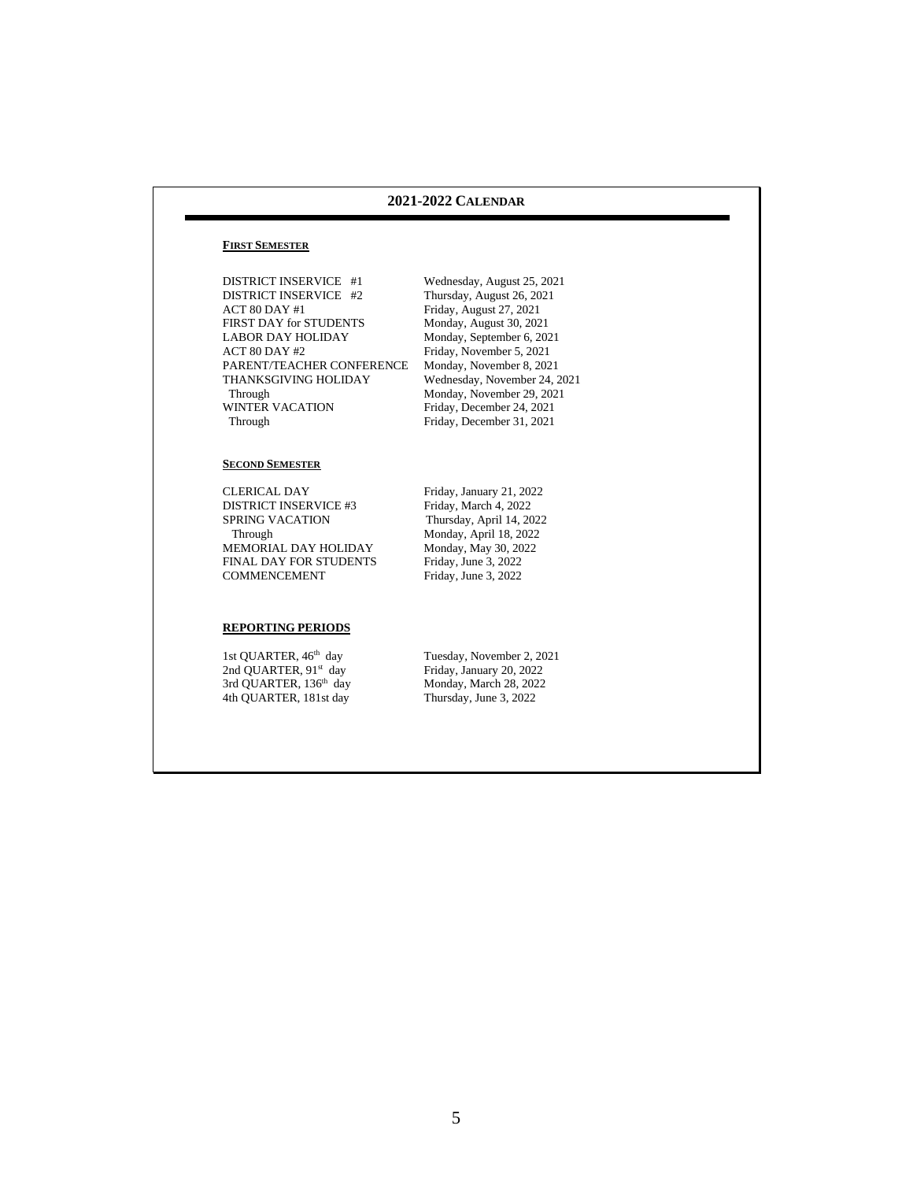# 2021-2022 CALENDAR

## FIRST SEMESTER

| | |
|---|---|
| DISTRICT INSERVICE #1 | Wednesday, August 25, 2021 |
| DISTRICT INSERVICE #2 | Thursday, August 26, 2021 |
| ACT 80 DAY #1 | Friday, August 27, 2021 |
| FIRST DAY for STUDENTS | Monday, August 30, 2021 |
| LABOR DAY HOLIDAY | Monday, September 6, 2021 |
| ACT 80 DAY #2 | Friday, November 5, 2021 |
| PARENT/TEACHER CONFERENCE | Monday, November 8, 2021 |
| THANKSGIVING HOLIDAY | Wednesday, November 24, 2021 |
| Through | Monday, November 29, 2021 |
| WINTER VACATION | Friday, December 24, 2021 |
| Through | Friday, December 31, 2021 |

## SECOND SEMESTER

| | |
|---|---|
| CLERICAL DAY | Friday, January 21, 2022 |
| DISTRICT INSERVICE #3 | Friday, March 4, 2022 |
| SPRING VACATION | Thursday, April 14, 2022 |
| Through | Monday, April 18, 2022 |
| MEMORIAL DAY HOLIDAY | Monday, May 30, 2022 |
| FINAL DAY FOR STUDENTS | Friday, June 3, 2022 |
| COMMENCEMENT | Friday, June 3, 2022 |

## REPORTING PERIODS

| | |
|---|---|
| 1st QUARTER, 46th day | Tuesday, November 2, 2021 |
| 2nd QUARTER, 91st day | Friday, January 20, 2022 |
| 3rd QUARTER, 136th day | Monday, March 28, 2022 |
| 4th QUARTER, 181st day | Thursday, June 3, 2022 |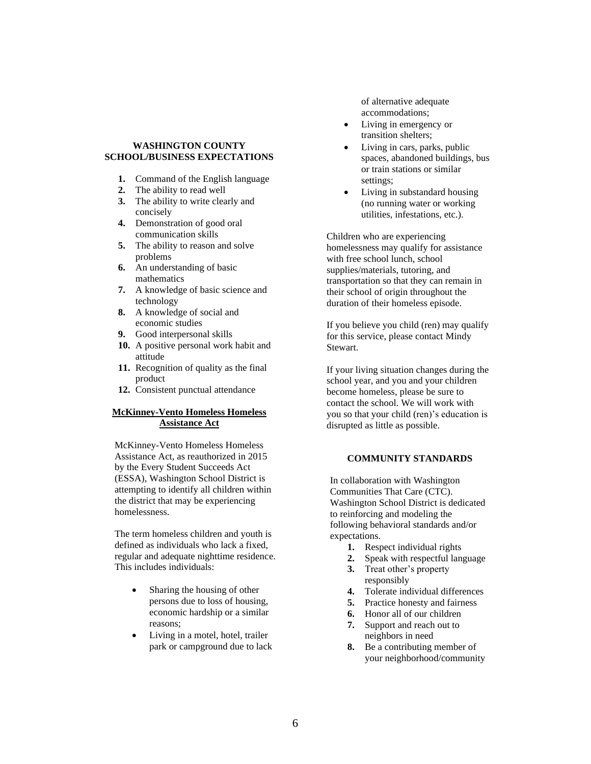## WASHINGTON COUNTY SCHOOL/BUSINESS EXPECTATIONS

1. Command of the English language
2. The ability to read well
3. The ability to write clearly and concisely
4. Demonstration of good oral communication skills
5. The ability to reason and solve problems
6. An understanding of basic mathematics
7. A knowledge of basic science and technology
8. A knowledge of social and economic studies
9. Good interpersonal skills
10. A positive personal work habit and attitude
11. Recognition of quality as the final product
12. Consistent punctual attendance

## **McKinney-Vento Homeless Homeless Assistance Act**

McKinney-Vento Homeless Homeless Assistance Act, as reauthorized in 2015 by the Every Student Succeeds Act (ESSA), Washington School District is attempting to identify all children within the district that may be experiencing homelessness.

The term homeless children and youth is defined as individuals who lack a fixed, regular and adequate nighttime residence. This includes individuals:

- Sharing the housing of other persons due to loss of housing, economic hardship or a similar reasons;
- Living in a motel, hotel, trailer park or campground due to lack of alternative adequate accommodations;
- Living in emergency or transition shelters;
- Living in cars, parks, public spaces, abandoned buildings, bus or train stations or similar settings;
- Living in substandard housing (no running water or working utilities, infestations, etc.).

Children who are experiencing homelessness may qualify for assistance with free school lunch, school supplies/materials, tutoring, and transportation so that they can remain in their school of origin throughout the duration of their homeless episode.

If you believe you child (ren) may qualify for this service, please contact Mindy Stewart.

If your living situation changes during the school year, and you and your children become homeless, please be sure to contact the school. We will work with you so that your child (ren)'s education is disrupted as little as possible.

## COMMUNITY STANDARDS

In collaboration with Washington Communities That Care (CTC). Washington School District is dedicated to reinforcing and modeling the following behavioral standards and/or expectations.

1. Respect individual rights
2. Speak with respectful language
3. Treat other's property responsibly
4. Tolerate individual differences
5. Practice honesty and fairness
6. Honor all of our children
7. Support and reach out to neighbors in need
8. Be a contributing member of your neighborhood/community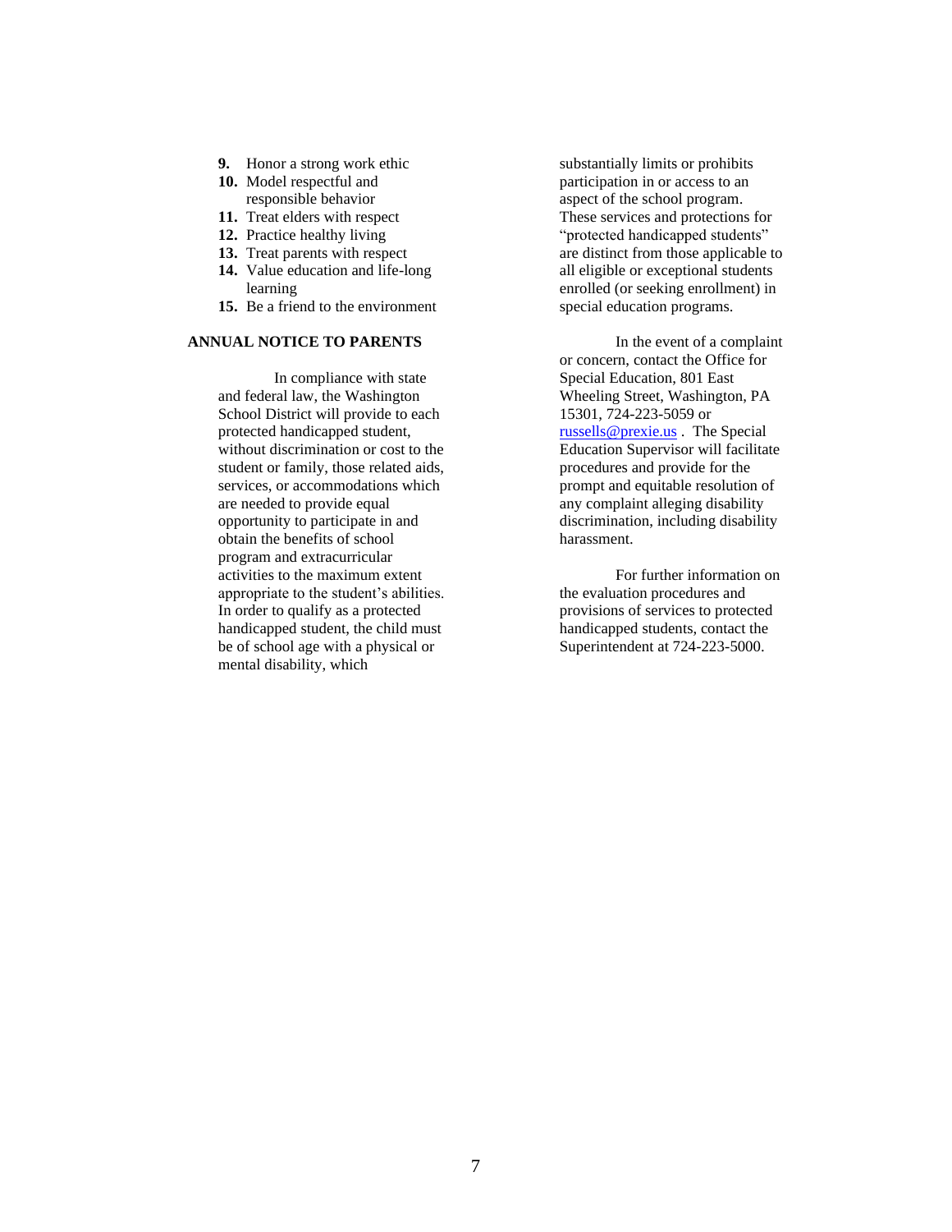9. Honor a strong work ethic
10. Model respectful and responsible behavior
11. Treat elders with respect
12. Practice healthy living
13. Treat parents with respect
14. Value education and life-long learning
15. Be a friend to the environment

**ANNUAL NOTICE TO PARENTS**

In compliance with state and federal law, the Washington School District will provide to each protected handicapped student, without discrimination or cost to the student or family, those related aids, services, or accommodations which are needed to provide equal opportunity to participate in and obtain the benefits of school program and extracurricular activities to the maximum extent appropriate to the student's abilities. In order to qualify as a protected handicapped student, the child must be of school age with a physical or mental disability, which substantially limits or prohibits participation in or access to an aspect of the school program. These services and protections for "protected handicapped students" are distinct from those applicable to all eligible or exceptional students enrolled (or seeking enrollment) in special education programs.

In the event of a complaint or concern, contact the Office for Special Education, 801 East Wheeling Street, Washington, PA 15301, 724-223-5059 or russells@prexie.us . The Special Education Supervisor will facilitate procedures and provide for the prompt and equitable resolution of any complaint alleging disability discrimination, including disability harassment.

For further information on the evaluation procedures and provisions of services to protected handicapped students, contact the Superintendent at 724-223-5000.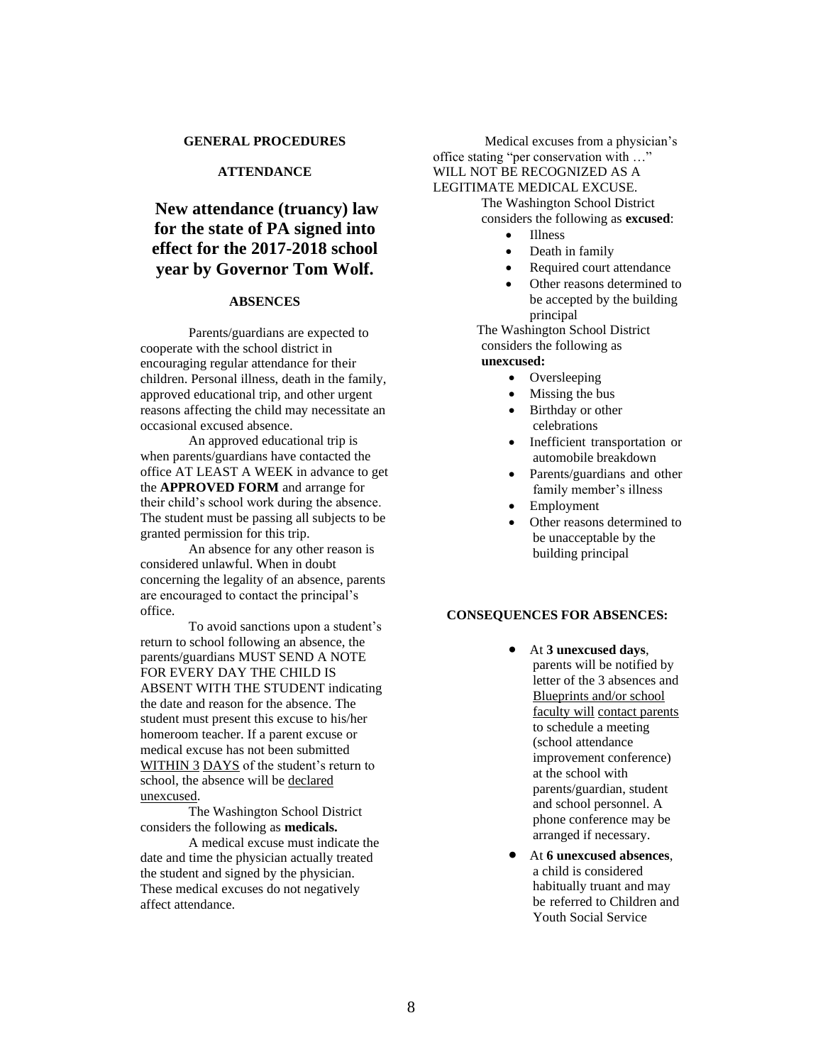## GENERAL PROCEDURES

### ATTENDANCE

# New attendance (truancy) law for the state of PA signed into effect for the 2017-2018 school year by Governor Tom Wolf.

### ABSENCES

Parents/guardians are expected to cooperate with the school district in encouraging regular attendance for their children. Personal illness, death in the family, approved educational trip, and other urgent reasons affecting the child may necessitate an occasional excused absence.

An approved educational trip is when parents/guardians have contacted the office AT LEAST A WEEK in advance to get the **APPROVED FORM** and arrange for their child's school work during the absence. The student must be passing all subjects to be granted permission for this trip.

An absence for any other reason is considered unlawful. When in doubt concerning the legality of an absence, parents are encouraged to contact the principal's office.

To avoid sanctions upon a student's return to school following an absence, the parents/guardians MUST SEND A NOTE FOR EVERY DAY THE CHILD IS ABSENT WITH THE STUDENT indicating the date and reason for the absence. The student must present this excuse to his/her homeroom teacher. If a parent excuse or medical excuse has not been submitted WITHIN 3 DAYS of the student's return to school, the absence will be declared unexcused.

The Washington School District considers the following as **medicals.**

A medical excuse must indicate the date and time the physician actually treated the student and signed by the physician. These medical excuses do not negatively affect attendance.

Medical excuses from a physician's office stating "per conservation with …" WILL NOT BE RECOGNIZED AS A LEGITIMATE MEDICAL EXCUSE.

The Washington School District considers the following as **excused**:

- Illness
- Death in family
- Required court attendance
- Other reasons determined to be accepted by the building principal

The Washington School District considers the following as **unexcused:**

- Oversleeping
- Missing the bus
- Birthday or other celebrations
- Inefficient transportation or automobile breakdown
- Parents/guardians and other family member's illness
- Employment
- Other reasons determined to be unacceptable by the building principal

### CONSEQUENCES FOR ABSENCES:

- At **3 unexcused days**, parents will be notified by letter of the 3 absences and Blueprints and/or school faculty will contact parents to schedule a meeting (school attendance improvement conference) at the school with parents/guardian, student and school personnel. A phone conference may be arranged if necessary.
- At **6 unexcused absences**, a child is considered habitually truant and may be referred to Children and Youth Social Service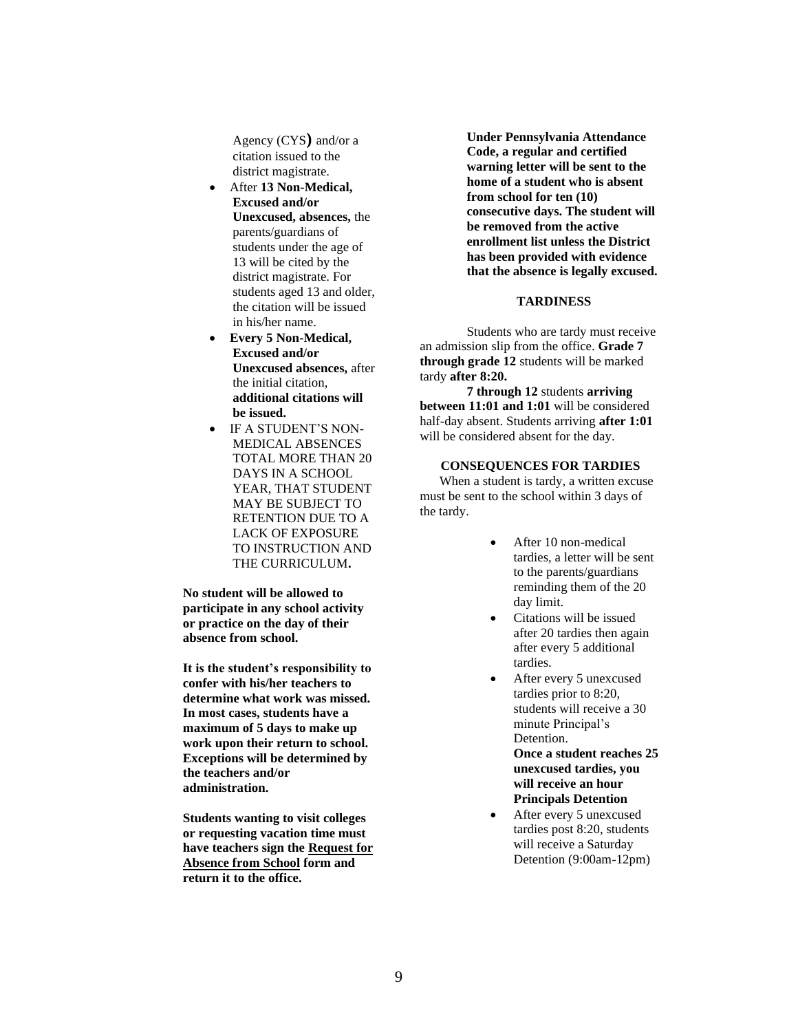Agency (CYS) and/or a citation issued to the district magistrate.

- After **13 Non-Medical, Excused and/or Unexcused, absences,** the parents/guardians of students under the age of 13 will be cited by the district magistrate. For students aged 13 and older, the citation will be issued in his/her name.
- **Every 5 Non-Medical, Excused and/or Unexcused absences,** after the initial citation, **additional citations will be issued.**
- IF A STUDENT'S NON-MEDICAL ABSENCES TOTAL MORE THAN 20 DAYS IN A SCHOOL YEAR, THAT STUDENT MAY BE SUBJECT TO RETENTION DUE TO A LACK OF EXPOSURE TO INSTRUCTION AND THE CURRICULUM.

**No student will be allowed to participate in any school activity or practice on the day of their absence from school.**

**It is the student's responsibility to confer with his/her teachers to determine what work was missed. In most cases, students have a maximum of 5 days to make up work upon their return to school. Exceptions will be determined by the teachers and/or administration.**

**Students wanting to visit colleges or requesting vacation time must have teachers sign the <u>Request for Absence from School</u> form and return it to the office.**

**Under Pennsylvania Attendance Code, a regular and certified warning letter will be sent to the home of a student who is absent from school for ten (10) consecutive days. The student will be removed from the active enrollment list unless the District has been provided with evidence that the absence is legally excused.**

### TARDINESS

Students who are tardy must receive an admission slip from the office. **Grade 7 through grade 12** students will be marked tardy **after 8:20.**

**7 through 12** students **arriving between 11:01 and 1:01** will be considered half-day absent. Students arriving **after 1:01** will be considered absent for the day.

### CONSEQUENCES FOR TARDIES

When a student is tardy, a written excuse must be sent to the school within 3 days of the tardy.

- After 10 non-medical tardies, a letter will be sent to the parents/guardians reminding them of the 20 day limit.
- Citations will be issued after 20 tardies then again after every 5 additional tardies.
- After every 5 unexcused tardies prior to 8:20, students will receive a 30 minute Principal's Detention.
  **Once a student reaches 25 unexcused tardies, you will receive an hour Principals Detention**
- After every 5 unexcused tardies post 8:20, students will receive a Saturday Detention (9:00am-12pm)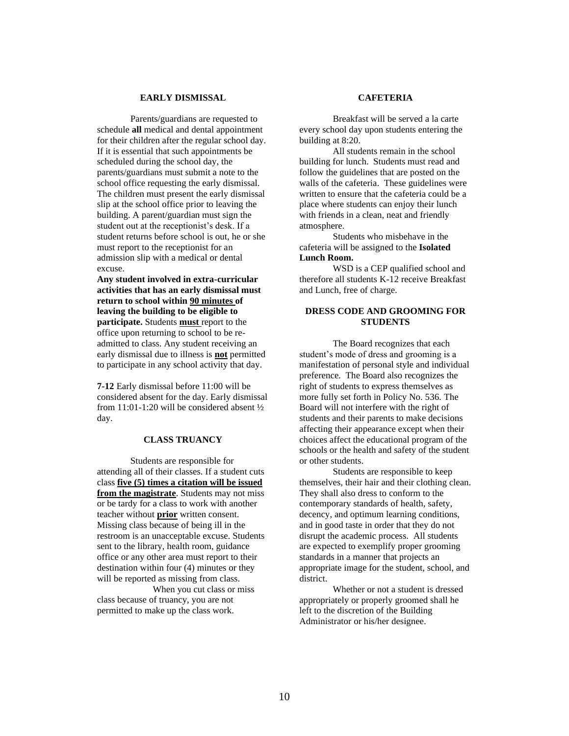## EARLY DISMISSAL

Parents/guardians are requested to schedule **all** medical and dental appointment for their children after the regular school day. If it is essential that such appointments be scheduled during the school day, the parents/guardians must submit a note to the school office requesting the early dismissal. The children must present the early dismissal slip at the school office prior to leaving the building. A parent/guardian must sign the student out at the receptionist's desk. If a student returns before school is out, he or she must report to the receptionist for an admission slip with a medical or dental excuse.

**Any student involved in extra-curricular activities that has an early dismissal must return to school within <u>90 minutes</u> of leaving the building to be eligible to participate.** Students **<u>must</u>** report to the office upon returning to school to be re-admitted to class. Any student receiving an early dismissal due to illness is **<u>not</u>** permitted to participate in any school activity that day.

**7-12** Early dismissal before 11:00 will be considered absent for the day. Early dismissal from 11:01-1:20 will be considered absent ½ day.

## CLASS TRUANCY

Students are responsible for attending all of their classes. If a student cuts class **<u>five (5) times a citation will be issued from the magistrate</u>**. Students may not miss or be tardy for a class to work with another teacher without **<u>prior</u>** written consent. Missing class because of being ill in the restroom is an unacceptable excuse. Students sent to the library, health room, guidance office or any other area must report to their destination within four (4) minutes or they will be reported as missing from class.

When you cut class or miss class because of truancy, you are not permitted to make up the class work.

## CAFETERIA

Breakfast will be served a la carte every school day upon students entering the building at 8:20.

All students remain in the school building for lunch. Students must read and follow the guidelines that are posted on the walls of the cafeteria. These guidelines were written to ensure that the cafeteria could be a place where students can enjoy their lunch with friends in a clean, neat and friendly atmosphere.

Students who misbehave in the cafeteria will be assigned to the **Isolated Lunch Room.**

WSD is a CEP qualified school and therefore all students K-12 receive Breakfast and Lunch, free of charge.

## DRESS CODE AND GROOMING FOR STUDENTS

The Board recognizes that each student's mode of dress and grooming is a manifestation of personal style and individual preference. The Board also recognizes the right of students to express themselves as more fully set forth in Policy No. 536. The Board will not interfere with the right of students and their parents to make decisions affecting their appearance except when their choices affect the educational program of the schools or the health and safety of the student or other students.

Students are responsible to keep themselves, their hair and their clothing clean. They shall also dress to conform to the contemporary standards of health, safety, decency, and optimum learning conditions, and in good taste in order that they do not disrupt the academic process. All students are expected to exemplify proper grooming standards in a manner that projects an appropriate image for the student, school, and district.

Whether or not a student is dressed appropriately or properly groomed shall he left to the discretion of the Building Administrator or his/her designee.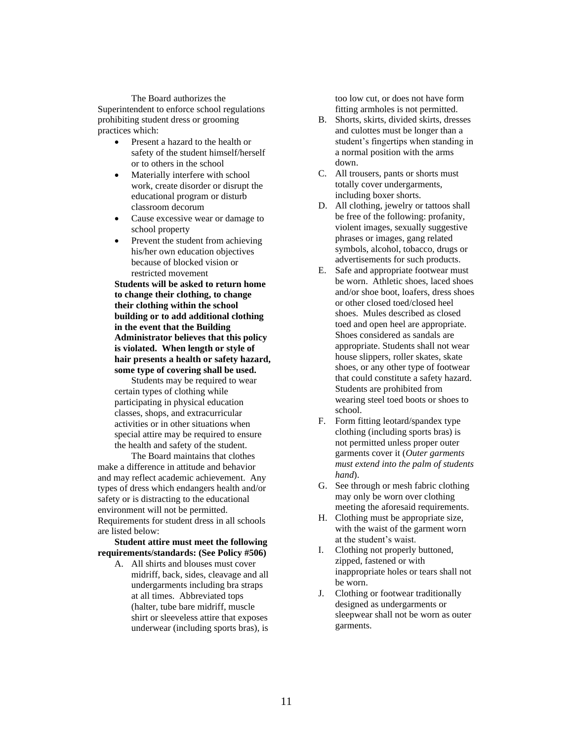The Board authorizes the Superintendent to enforce school regulations prohibiting student dress or grooming practices which:

- Present a hazard to the health or safety of the student himself/herself or to others in the school
- Materially interfere with school work, create disorder or disrupt the educational program or disturb classroom decorum
- Cause excessive wear or damage to school property
- Prevent the student from achieving his/her own education objectives because of blocked vision or restricted movement

**Students will be asked to return home to change their clothing, to change their clothing within the school building or to add additional clothing in the event that the Building Administrator believes that this policy is violated. When length or style of hair presents a health or safety hazard, some type of covering shall be used.**

Students may be required to wear certain types of clothing while participating in physical education classes, shops, and extracurricular activities or in other situations when special attire may be required to ensure the health and safety of the student.

The Board maintains that clothes make a difference in attitude and behavior and may reflect academic achievement. Any types of dress which endangers health and/or safety or is distracting to the educational environment will not be permitted. Requirements for student dress in all schools are listed below:

**Student attire must meet the following requirements/standards: (See Policy #506)**

A. All shirts and blouses must cover midriff, back, sides, cleavage and all undergarments including bra straps at all times. Abbreviated tops (halter, tube bare midriff, muscle shirt or sleeveless attire that exposes underwear (including sports bras), is too low cut, or does not have form fitting armholes is not permitted.

B. Shorts, skirts, divided skirts, dresses and culottes must be longer than a student's fingertips when standing in a normal position with the arms down.

C. All trousers, pants or shorts must totally cover undergarments, including boxer shorts.

D. All clothing, jewelry or tattoos shall be free of the following: profanity, violent images, sexually suggestive phrases or images, gang related symbols, alcohol, tobacco, drugs or advertisements for such products.

E. Safe and appropriate footwear must be worn. Athletic shoes, laced shoes and/or shoe boot, loafers, dress shoes or other closed toed/closed heel shoes. Mules described as closed toed and open heel are appropriate. Shoes considered as sandals are appropriate. Students shall not wear house slippers, roller skates, skate shoes, or any other type of footwear that could constitute a safety hazard. Students are prohibited from wearing steel toed boots or shoes to school.

F. Form fitting leotard/spandex type clothing (including sports bras) is not permitted unless proper outer garments cover it (*Outer garments must extend into the palm of students hand*).

G. See through or mesh fabric clothing may only be worn over clothing meeting the aforesaid requirements.

H. Clothing must be appropriate size, with the waist of the garment worn at the student's waist.

I. Clothing not properly buttoned, zipped, fastened or with inappropriate holes or tears shall not be worn.

J. Clothing or footwear traditionally designed as undergarments or sleepwear shall not be worn as outer garments.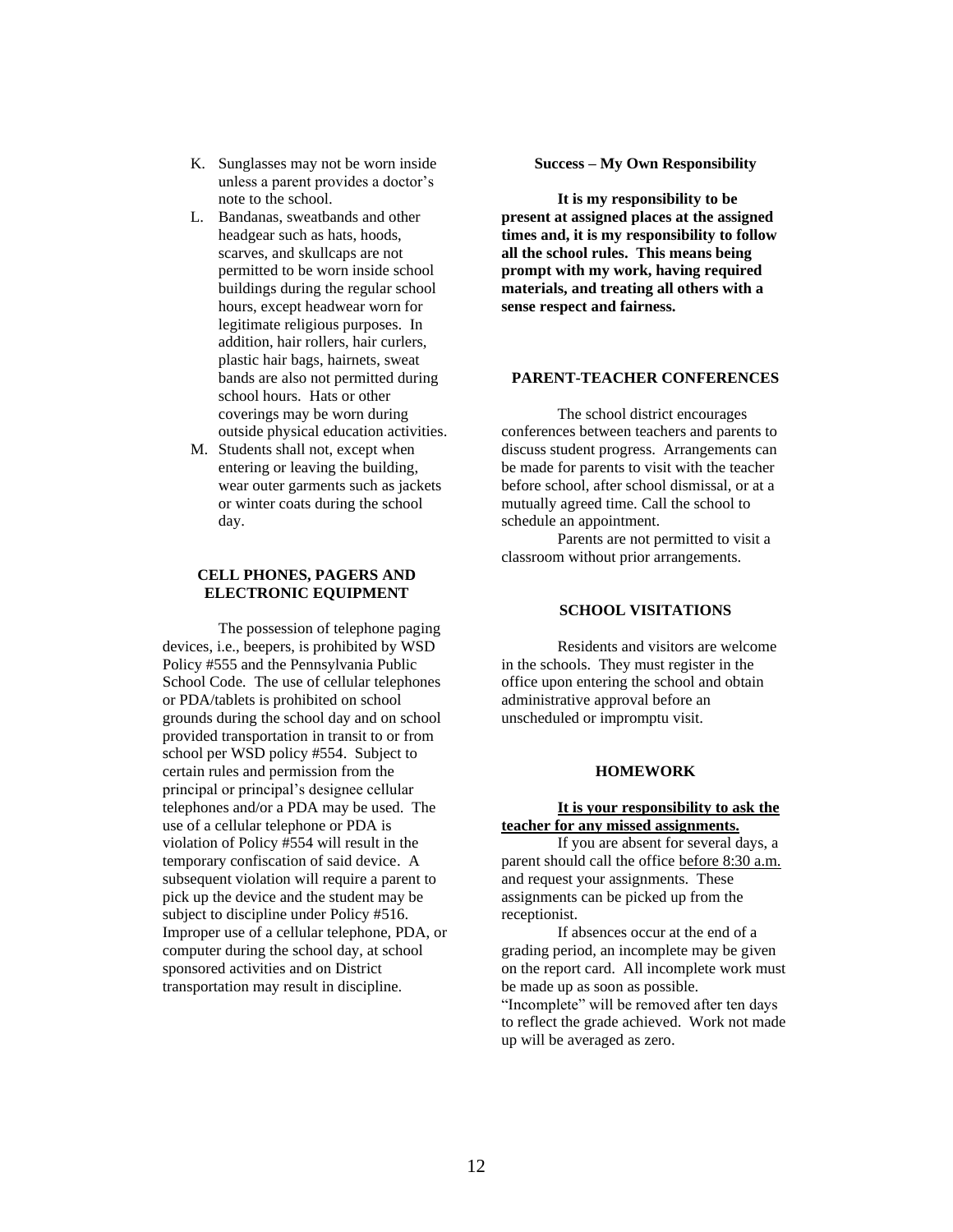K. Sunglasses may not be worn inside unless a parent provides a doctor's note to the school.
L. Bandanas, sweatbands and other headgear such as hats, hoods, scarves, and skullcaps are not permitted to be worn inside school buildings during the regular school hours, except headwear worn for legitimate religious purposes. In addition, hair rollers, hair curlers, plastic hair bags, hairnets, sweat bands are also not permitted during school hours. Hats or other coverings may be worn during outside physical education activities.
M. Students shall not, except when entering or leaving the building, wear outer garments such as jackets or winter coats during the school day.

## CELL PHONES, PAGERS AND ELECTRONIC EQUIPMENT

The possession of telephone paging devices, i.e., beepers, is prohibited by WSD Policy #555 and the Pennsylvania Public School Code. The use of cellular telephones or PDA/tablets is prohibited on school grounds during the school day and on school provided transportation in transit to or from school per WSD policy #554. Subject to certain rules and permission from the principal or principal's designee cellular telephones and/or a PDA may be used. The use of a cellular telephone or PDA is violation of Policy #554 will result in the temporary confiscation of said device. A subsequent violation will require a parent to pick up the device and the student may be subject to discipline under Policy #516. Improper use of a cellular telephone, PDA, or computer during the school day, at school sponsored activities and on District transportation may result in discipline.

**Success – My Own Responsibility**

**It is my responsibility to be present at assigned places at the assigned times and, it is my responsibility to follow all the school rules. This means being prompt with my work, having required materials, and treating all others with a sense respect and fairness.**

## PARENT-TEACHER CONFERENCES

The school district encourages conferences between teachers and parents to discuss student progress. Arrangements can be made for parents to visit with the teacher before school, after school dismissal, or at a mutually agreed time. Call the school to schedule an appointment.

Parents are not permitted to visit a classroom without prior arrangements.

## SCHOOL VISITATIONS

Residents and visitors are welcome in the schools. They must register in the office upon entering the school and obtain administrative approval before an unscheduled or impromptu visit.

## HOMEWORK

**It is your responsibility to ask the teacher for any missed assignments.**

If you are absent for several days, a parent should call the office before 8:30 a.m. and request your assignments. These assignments can be picked up from the receptionist.

If absences occur at the end of a grading period, an incomplete may be given on the report card. All incomplete work must be made up as soon as possible. "Incomplete" will be removed after ten days to reflect the grade achieved. Work not made up will be averaged as zero.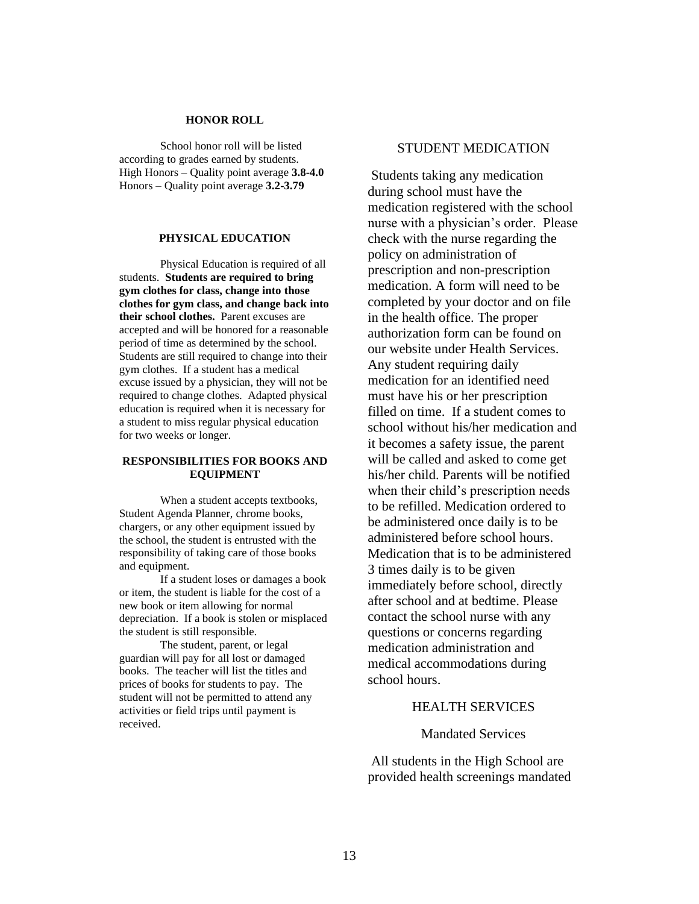## HONOR ROLL

School honor roll will be listed according to grades earned by students.
High Honors – Quality point average **3.8-4.0**
Honors – Quality point average **3.2-3.79**

## PHYSICAL EDUCATION

Physical Education is required of all students. **Students are required to bring gym clothes for class, change into those clothes for gym class, and change back into their school clothes.** Parent excuses are accepted and will be honored for a reasonable period of time as determined by the school. Students are still required to change into their gym clothes. If a student has a medical excuse issued by a physician, they will not be required to change clothes. Adapted physical education is required when it is necessary for a student to miss regular physical education for two weeks or longer.

## RESPONSIBILITIES FOR BOOKS AND EQUIPMENT

When a student accepts textbooks, Student Agenda Planner, chrome books, chargers, or any other equipment issued by the school, the student is entrusted with the responsibility of taking care of those books and equipment.

If a student loses or damages a book or item, the student is liable for the cost of a new book or item allowing for normal depreciation. If a book is stolen or misplaced the student is still responsible.

The student, parent, or legal guardian will pay for all lost or damaged books. The teacher will list the titles and prices of books for students to pay. The student will not be permitted to attend any activities or field trips until payment is received.

## STUDENT MEDICATION

Students taking any medication during school must have the medication registered with the school nurse with a physician's order. Please check with the nurse regarding the policy on administration of prescription and non-prescription medication. A form will need to be completed by your doctor and on file in the health office. The proper authorization form can be found on our website under Health Services. Any student requiring daily medication for an identified need must have his or her prescription filled on time. If a student comes to school without his/her medication and it becomes a safety issue, the parent will be called and asked to come get his/her child. Parents will be notified when their child's prescription needs to be refilled. Medication ordered to be administered once daily is to be administered before school hours. Medication that is to be administered 3 times daily is to be given immediately before school, directly after school and at bedtime. Please contact the school nurse with any questions or concerns regarding medication administration and medical accommodations during school hours.

## HEALTH SERVICES

### Mandated Services

All students in the High School are provided health screenings mandated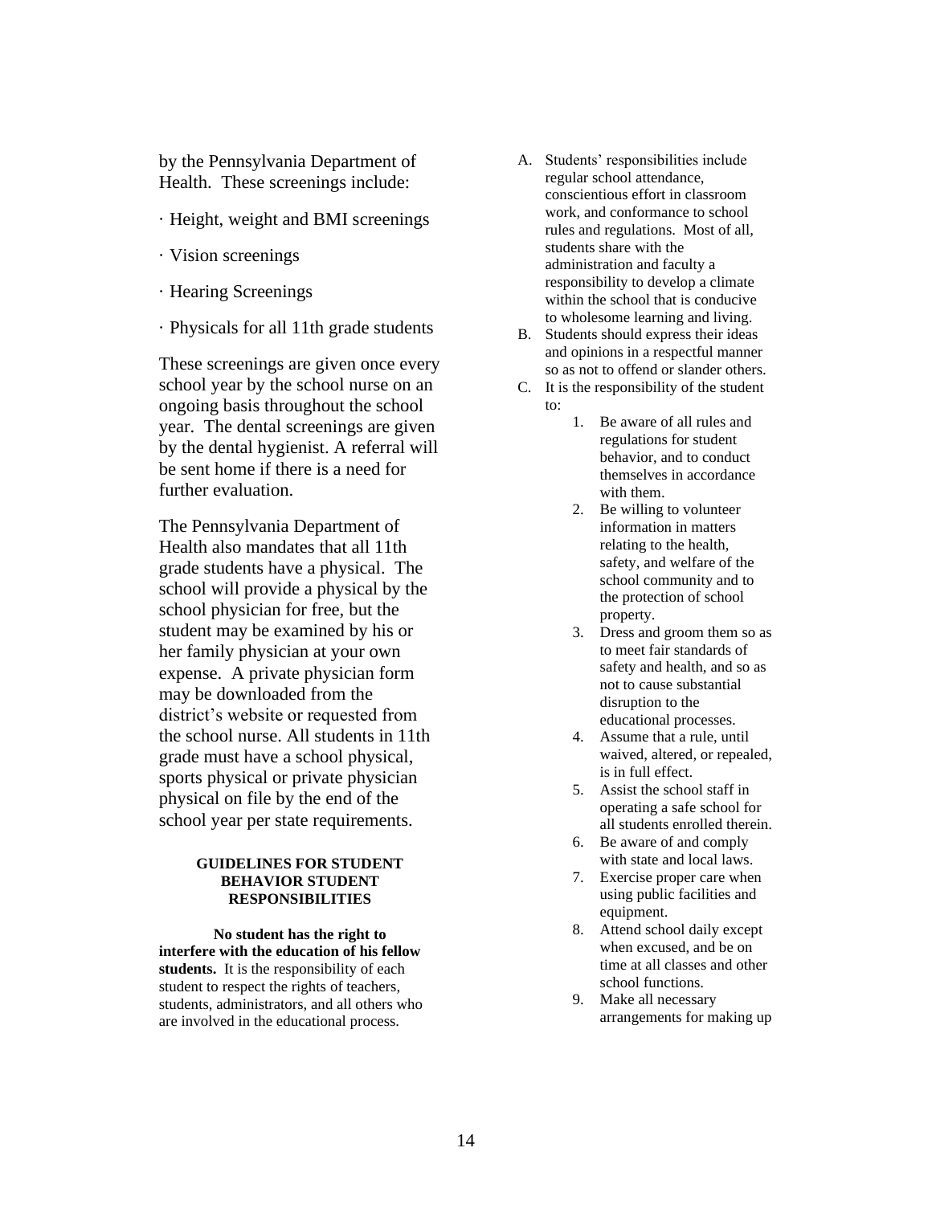by the Pennsylvania Department of Health.  These screenings include:

· Height, weight and BMI screenings

· Vision screenings

· Hearing Screenings

· Physicals for all 11th grade students

These screenings are given once every school year by the school nurse on an ongoing basis throughout the school year.  The dental screenings are given by the dental hygienist. A referral will be sent home if there is a need for further evaluation.

The Pennsylvania Department of Health also mandates that all 11th grade students have a physical.  The school will provide a physical by the school physician for free, but the student may be examined by his or her family physician at your own expense.  A private physician form may be downloaded from the district's website or requested from the school nurse. All students in 11th grade must have a school physical, sports physical or private physician physical on file by the end of the school year per state requirements.

### GUIDELINES FOR STUDENT BEHAVIOR STUDENT RESPONSIBILITIES

**No student has the right to interfere with the education of his fellow students.** It is the responsibility of each student to respect the rights of teachers, students, administrators, and all others who are involved in the educational process.

A. Students' responsibilities include regular school attendance, conscientious effort in classroom work, and conformance to school rules and regulations.  Most of all, students share with the administration and faculty a responsibility to develop a climate within the school that is conducive to wholesome learning and living.
B. Students should express their ideas and opinions in a respectful manner so as not to offend or slander others.
C. It is the responsibility of the student to:
    1. Be aware of all rules and regulations for student behavior, and to conduct themselves in accordance with them.
    2. Be willing to volunteer information in matters relating to the health, safety, and welfare of the school community and to the protection of school property.
    3. Dress and groom them so as to meet fair standards of safety and health, and so as not to cause substantial disruption to the educational processes.
    4. Assume that a rule, until waived, altered, or repealed, is in full effect.
    5. Assist the school staff in operating a safe school for all students enrolled therein.
    6. Be aware of and comply with state and local laws.
    7. Exercise proper care when using public facilities and equipment.
    8. Attend school daily except when excused, and be on time at all classes and other school functions.
    9. Make all necessary arrangements for making up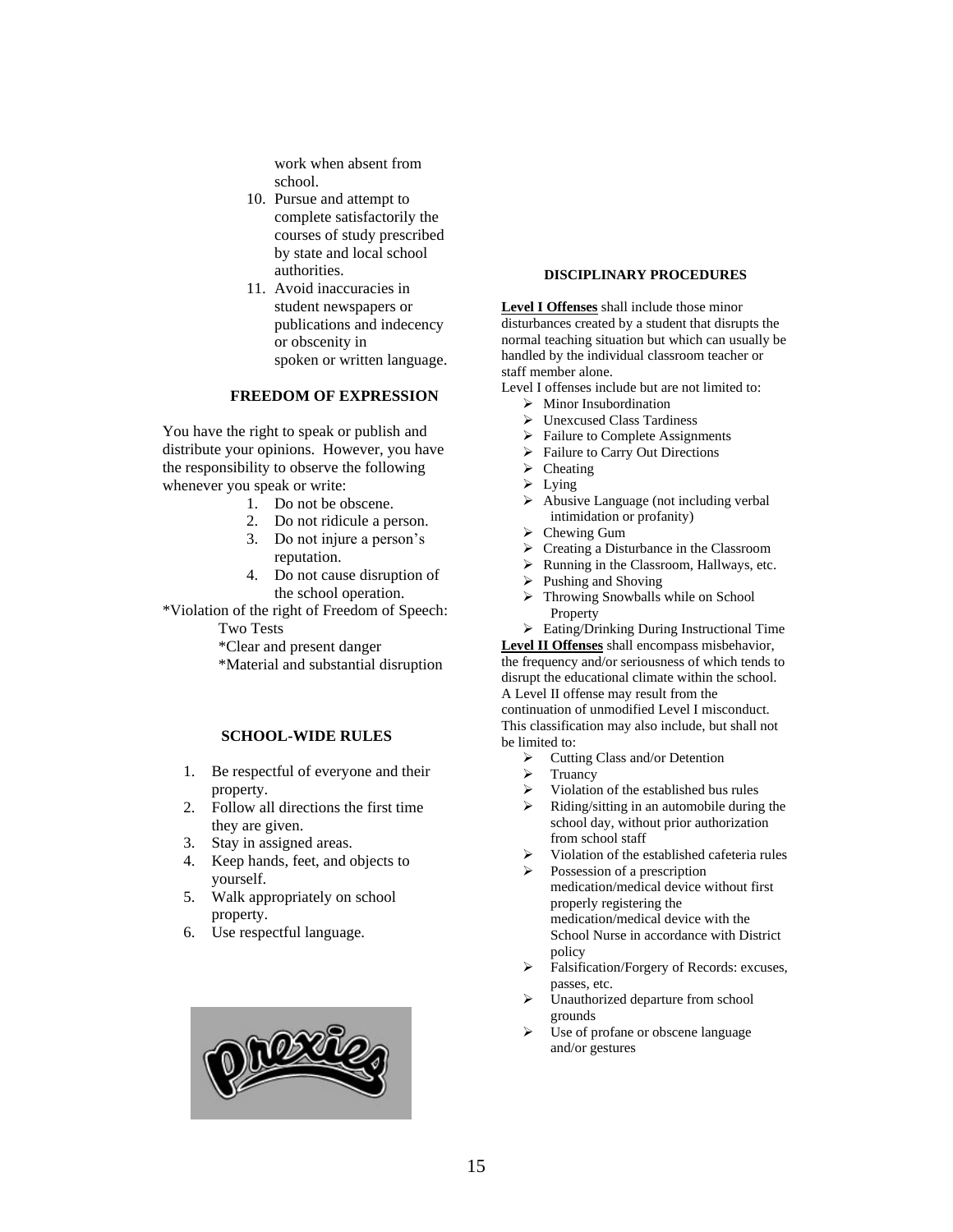work when absent from school.

10. Pursue and attempt to complete satisfactorily the courses of study prescribed by state and local school authorities.
11. Avoid inaccuracies in student newspapers or publications and indecency or obscenity in spoken or written language.

### FREEDOM OF EXPRESSION

You have the right to speak or publish and distribute your opinions. However, you have the responsibility to observe the following whenever you speak or write:

1. Do not be obscene.
2. Do not ridicule a person.
3. Do not injure a person's reputation.
4. Do not cause disruption of the school operation.

*Violation of the right of Freedom of Speech:
Two Tests
*Clear and present danger
*Material and substantial disruption

### SCHOOL-WIDE RULES

1. Be respectful of everyone and their property.
2. Follow all directions the first time they are given.
3. Stay in assigned areas.
4. Keep hands, feet, and objects to yourself.
5. Walk appropriately on school property.
6. Use respectful language.

### DISCIPLINARY PROCEDURES

**Level I Offenses** shall include those minor disturbances created by a student that disrupts the normal teaching situation but which can usually be handled by the individual classroom teacher or staff member alone.

Level I offenses include but are not limited to:

- Minor Insubordination
- Unexcused Class Tardiness
- Failure to Complete Assignments
- Failure to Carry Out Directions
- Cheating
- Lying
- Abusive Language (not including verbal intimidation or profanity)
- Chewing Gum
- Creating a Disturbance in the Classroom
- Running in the Classroom, Hallways, etc.
- Pushing and Shoving
- Throwing Snowballs while on School Property
- Eating/Drinking During Instructional Time

**Level II Offenses** shall encompass misbehavior, the frequency and/or seriousness of which tends to disrupt the educational climate within the school. A Level II offense may result from the continuation of unmodified Level I misconduct. This classification may also include, but shall not be limited to:

- Cutting Class and/or Detention
- Truancy
- Violation of the established bus rules
- Riding/sitting in an automobile during the school day, without prior authorization from school staff
- Violation of the established cafeteria rules
- Possession of a prescription medication/medical device without first properly registering the medication/medical device with the School Nurse in accordance with District policy
- Falsification/Forgery of Records: excuses, passes, etc.
- Unauthorized departure from school grounds
- Use of profane or obscene language and/or gestures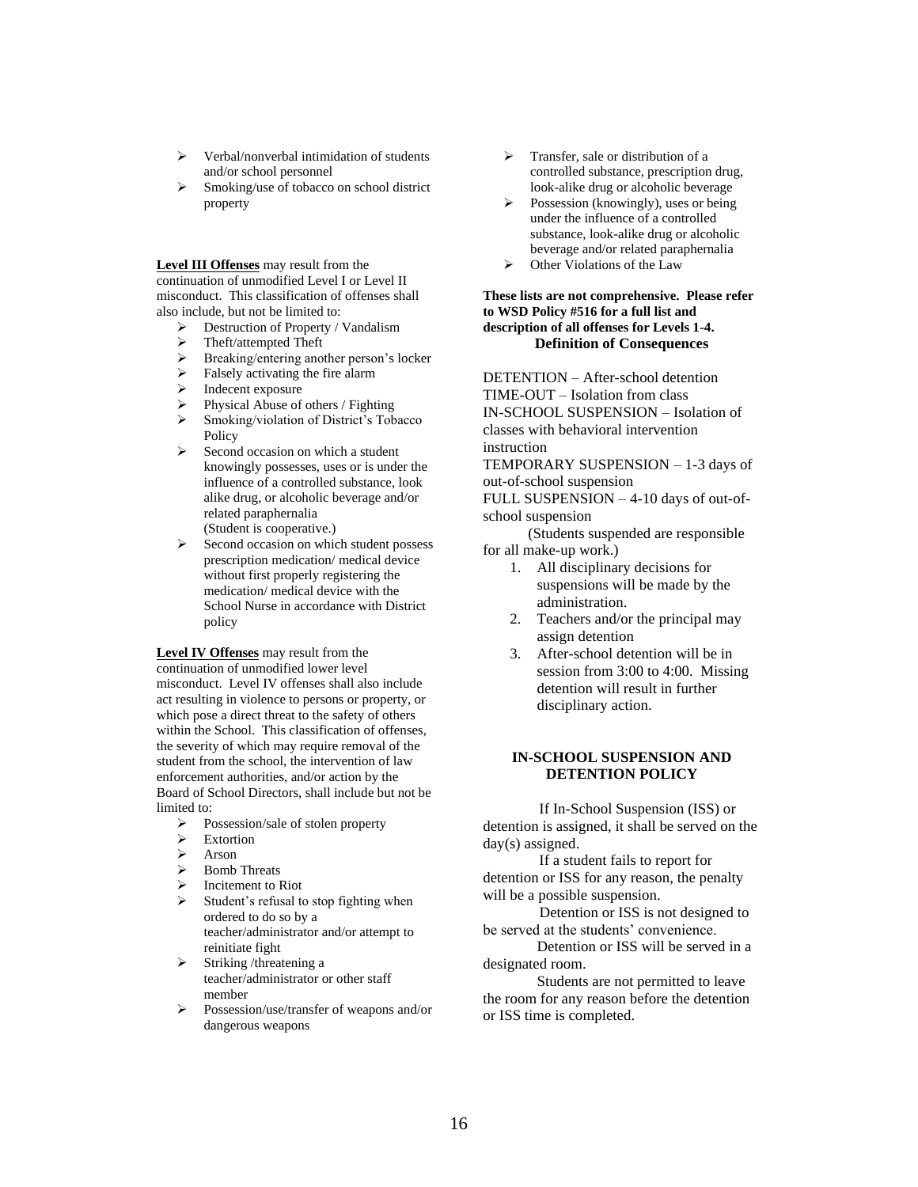- Verbal/nonverbal intimidation of students and/or school personnel
- Smoking/use of tobacco on school district property

**Level III Offenses** may result from the continuation of unmodified Level I or Level II misconduct. This classification of offenses shall also include, but not be limited to:

- Destruction of Property / Vandalism
- Theft/attempted Theft
- Breaking/entering another person's locker
- Falsely activating the fire alarm
- Indecent exposure
- Physical Abuse of others / Fighting
- Smoking/violation of District's Tobacco Policy
- Second occasion on which a student knowingly possesses, uses or is under the influence of a controlled substance, look alike drug, or alcoholic beverage and/or related paraphernalia (Student is cooperative.)
- Second occasion on which student possess prescription medication/ medical device without first properly registering the medication/ medical device with the School Nurse in accordance with District policy

**Level IV Offenses** may result from the continuation of unmodified lower level misconduct. Level IV offenses shall also include act resulting in violence to persons or property, or which pose a direct threat to the safety of others within the School. This classification of offenses, the severity of which may require removal of the student from the school, the intervention of law enforcement authorities, and/or action by the Board of School Directors, shall include but not be limited to:

- Possession/sale of stolen property
- Extortion
- Arson
- Bomb Threats
- Incitement to Riot
- Student's refusal to stop fighting when ordered to do so by a teacher/administrator and/or attempt to reinitiate fight
- Striking /threatening a teacher/administrator or other staff member
- Possession/use/transfer of weapons and/or dangerous weapons
- Transfer, sale or distribution of a controlled substance, prescription drug, look-alike drug or alcoholic beverage
- Possession (knowingly), uses or being under the influence of a controlled substance, look-alike drug or alcoholic beverage and/or related paraphernalia
- Other Violations of the Law

**These lists are not comprehensive. Please refer to WSD Policy #516 for a full list and description of all offenses for Levels 1-4.**

**Definition of Consequences**

DETENTION – After-school detention
TIME-OUT – Isolation from class
IN-SCHOOL SUSPENSION – Isolation of classes with behavioral intervention instruction
TEMPORARY SUSPENSION – 1-3 days of out-of-school suspension
FULL SUSPENSION – 4-10 days of out-of-school suspension

(Students suspended are responsible for all make-up work.)

1. All disciplinary decisions for suspensions will be made by the administration.
2. Teachers and/or the principal may assign detention
3. After-school detention will be in session from 3:00 to 4:00. Missing detention will result in further disciplinary action.

## IN-SCHOOL SUSPENSION AND DETENTION POLICY

If In-School Suspension (ISS) or detention is assigned, it shall be served on the day(s) assigned.

If a student fails to report for detention or ISS for any reason, the penalty will be a possible suspension.

Detention or ISS is not designed to be served at the students' convenience.

Detention or ISS will be served in a designated room.

Students are not permitted to leave the room for any reason before the detention or ISS time is completed.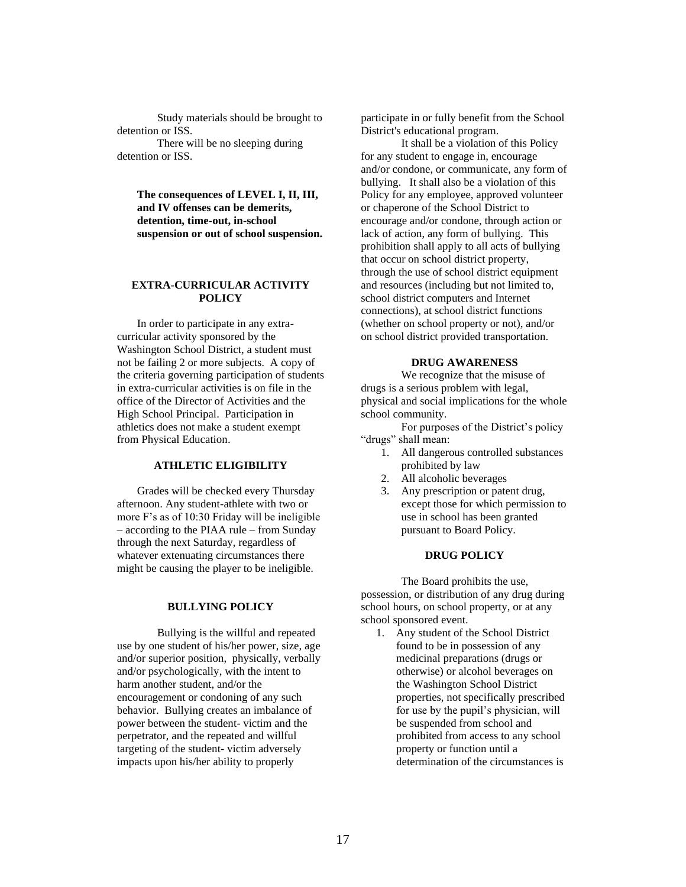Study materials should be brought to detention or ISS.

There will be no sleeping during detention or ISS.

**The consequences of LEVEL I, II, III, and IV offenses can be demerits, detention, time-out, in-school suspension or out of school suspension.**

## EXTRA-CURRICULAR ACTIVITY POLICY

In order to participate in any extra-curricular activity sponsored by the Washington School District, a student must not be failing 2 or more subjects. A copy of the criteria governing participation of students in extra-curricular activities is on file in the office of the Director of Activities and the High School Principal. Participation in athletics does not make a student exempt from Physical Education.

## ATHLETIC ELIGIBILITY

Grades will be checked every Thursday afternoon. Any student-athlete with two or more F's as of 10:30 Friday will be ineligible – according to the PIAA rule – from Sunday through the next Saturday, regardless of whatever extenuating circumstances there might be causing the player to be ineligible.

## BULLYING POLICY

Bullying is the willful and repeated use by one student of his/her power, size, age and/or superior position, physically, verbally and/or psychologically, with the intent to harm another student, and/or the encouragement or condoning of any such behavior. Bullying creates an imbalance of power between the student- victim and the perpetrator, and the repeated and willful targeting of the student- victim adversely impacts upon his/her ability to properly participate in or fully benefit from the School District's educational program.

It shall be a violation of this Policy for any student to engage in, encourage and/or condone, or communicate, any form of bullying. It shall also be a violation of this Policy for any employee, approved volunteer or chaperone of the School District to encourage and/or condone, through action or lack of action, any form of bullying. This prohibition shall apply to all acts of bullying that occur on school district property, through the use of school district equipment and resources (including but not limited to, school district computers and Internet connections), at school district functions (whether on school property or not), and/or on school district provided transportation.

## DRUG AWARENESS

We recognize that the misuse of drugs is a serious problem with legal, physical and social implications for the whole school community.

For purposes of the District's policy "drugs" shall mean:

1. All dangerous controlled substances prohibited by law
2. All alcoholic beverages
3. Any prescription or patent drug, except those for which permission to use in school has been granted pursuant to Board Policy.

## DRUG POLICY

The Board prohibits the use, possession, or distribution of any drug during school hours, on school property, or at any school sponsored event.

1. Any student of the School District found to be in possession of any medicinal preparations (drugs or otherwise) or alcohol beverages on the Washington School District properties, not specifically prescribed for use by the pupil's physician, will be suspended from school and prohibited from access to any school property or function until a determination of the circumstances is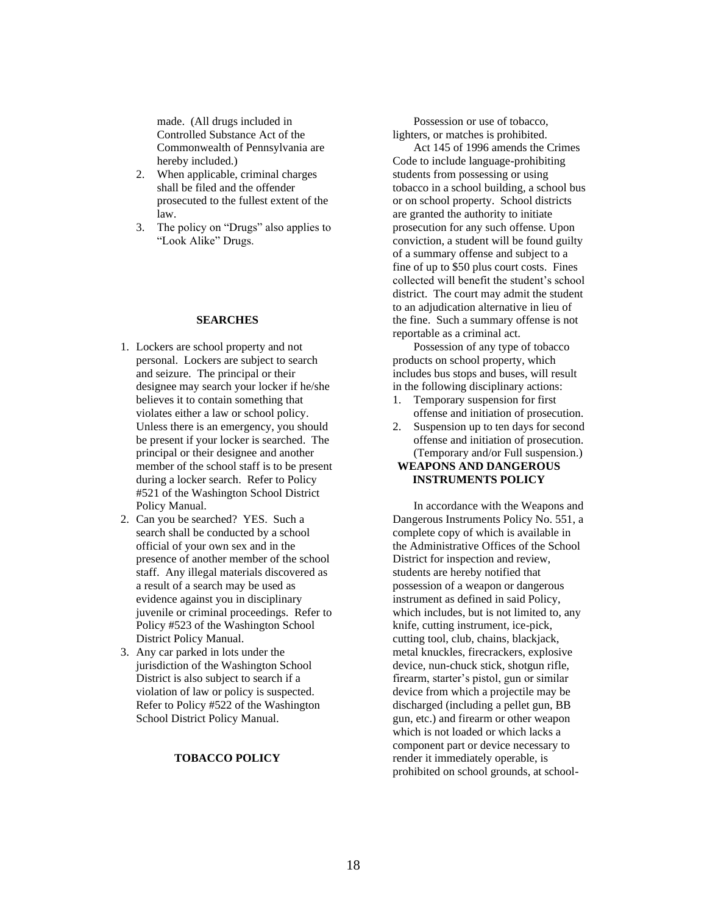made. (All drugs included in Controlled Substance Act of the Commonwealth of Pennsylvania are hereby included.)

2. When applicable, criminal charges shall be filed and the offender prosecuted to the fullest extent of the law.
3. The policy on "Drugs" also applies to "Look Alike" Drugs.

**SEARCHES**

1. Lockers are school property and not personal. Lockers are subject to search and seizure. The principal or their designee may search your locker if he/she believes it to contain something that violates either a law or school policy. Unless there is an emergency, you should be present if your locker is searched. The principal or their designee and another member of the school staff is to be present during a locker search. Refer to Policy #521 of the Washington School District Policy Manual.
2. Can you be searched? YES. Such a search shall be conducted by a school official of your own sex and in the presence of another member of the school staff. Any illegal materials discovered as a result of a search may be used as evidence against you in disciplinary juvenile or criminal proceedings. Refer to Policy #523 of the Washington School District Policy Manual.
3. Any car parked in lots under the jurisdiction of the Washington School District is also subject to search if a violation of law or policy is suspected. Refer to Policy #522 of the Washington School District Policy Manual.

**TOBACCO POLICY**

Possession or use of tobacco, lighters, or matches is prohibited.

Act 145 of 1996 amends the Crimes Code to include language-prohibiting students from possessing or using tobacco in a school building, a school bus or on school property. School districts are granted the authority to initiate prosecution for any such offense. Upon conviction, a student will be found guilty of a summary offense and subject to a fine of up to $50 plus court costs. Fines collected will benefit the student's school district. The court may admit the student to an adjudication alternative in lieu of the fine. Such a summary offense is not reportable as a criminal act.

Possession of any type of tobacco products on school property, which includes bus stops and buses, will result in the following disciplinary actions:

1. Temporary suspension for first offense and initiation of prosecution.
2. Suspension up to ten days for second offense and initiation of prosecution. (Temporary and/or Full suspension.)

**WEAPONS AND DANGEROUS INSTRUMENTS POLICY**

In accordance with the Weapons and Dangerous Instruments Policy No. 551, a complete copy of which is available in the Administrative Offices of the School District for inspection and review, students are hereby notified that possession of a weapon or dangerous instrument as defined in said Policy, which includes, but is not limited to, any knife, cutting instrument, ice-pick, cutting tool, club, chains, blackjack, metal knuckles, firecrackers, explosive device, nun-chuck stick, shotgun rifle, firearm, starter's pistol, gun or similar device from which a projectile may be discharged (including a pellet gun, BB gun, etc.) and firearm or other weapon which is not loaded or which lacks a component part or device necessary to render it immediately operable, is prohibited on school grounds, at school-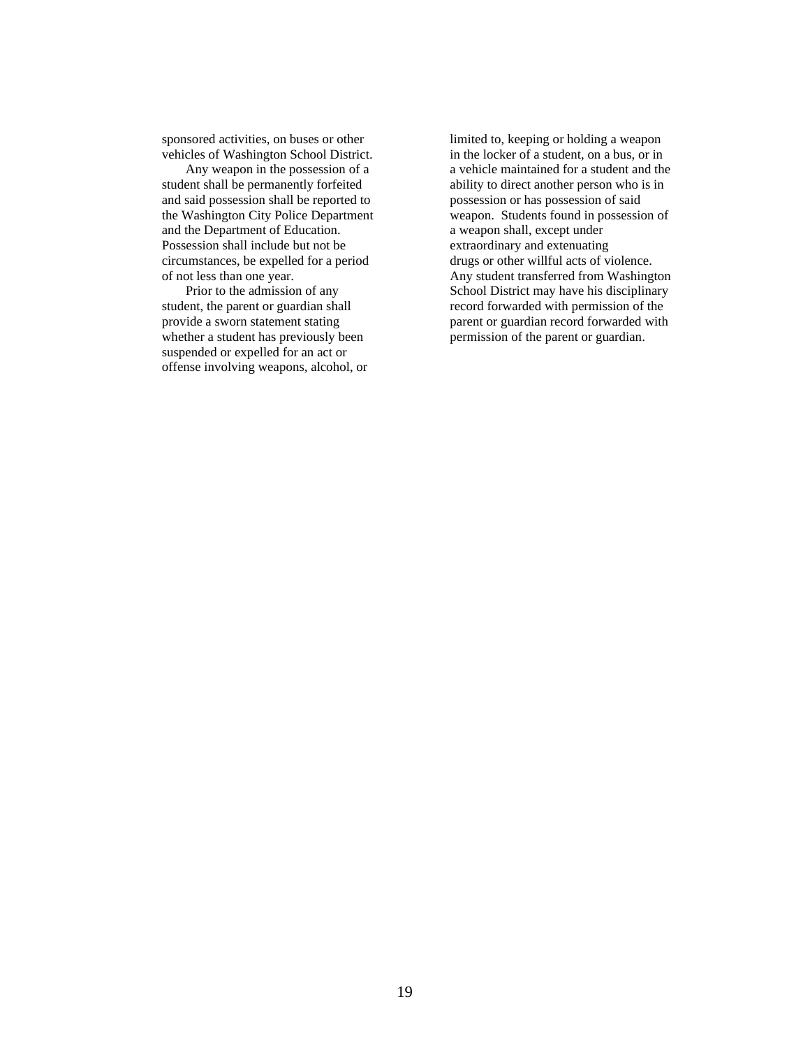sponsored activities, on buses or other vehicles of Washington School District.

Any weapon in the possession of a student shall be permanently forfeited and said possession shall be reported to the Washington City Police Department and the Department of Education. Possession shall include but not be circumstances, be expelled for a period of not less than one year.

Prior to the admission of any student, the parent or guardian shall provide a sworn statement stating whether a student has previously been suspended or expelled for an act or offense involving weapons, alcohol, or limited to, keeping or holding a weapon in the locker of a student, on a bus, or in a vehicle maintained for a student and the ability to direct another person who is in possession or has possession of said weapon. Students found in possession of a weapon shall, except under extraordinary and extenuating drugs or other willful acts of violence. Any student transferred from Washington School District may have his disciplinary record forwarded with permission of the parent or guardian record forwarded with permission of the parent or guardian.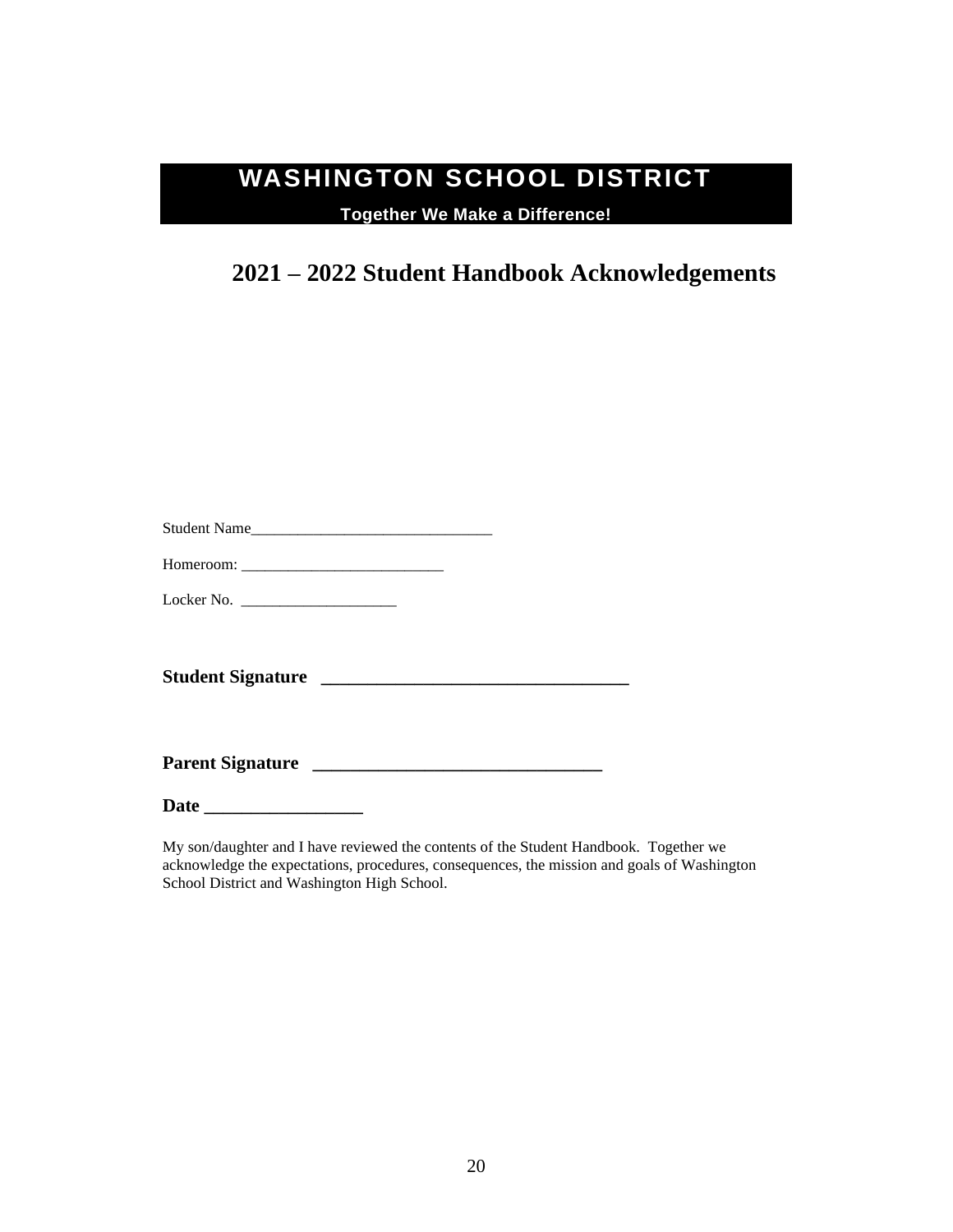# WASHINGTON SCHOOL DISTRICT

**Together We Make a Difference!**

## 2021 – 2022 Student Handbook Acknowledgements

Student Name_______________________________

Homeroom: __________________________

Locker No. ____________________

**Student Signature ________________________________**

**Parent Signature ______________________________**

**Date _________________**

My son/daughter and I have reviewed the contents of the Student Handbook. Together we acknowledge the expectations, procedures, consequences, the mission and goals of Washington School District and Washington High School.